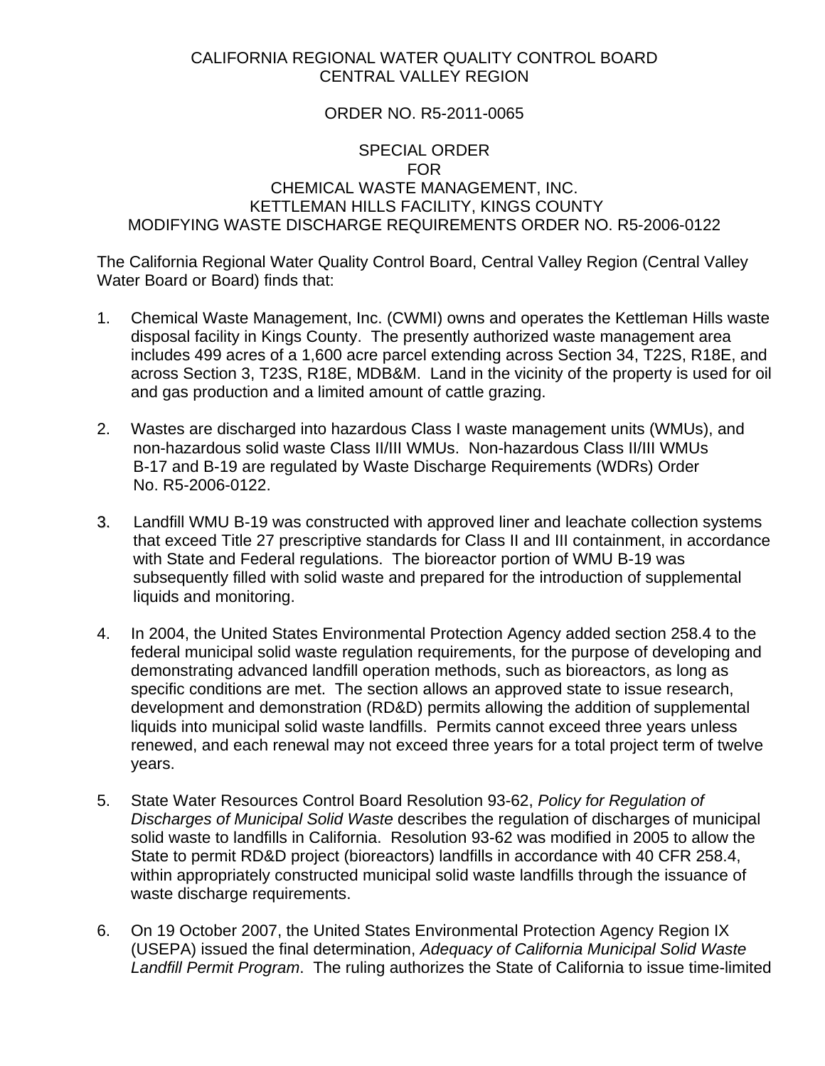CALIFORNIA REGIONAL WATER QUALITY CONTROL BOARD
CENTRAL VALLEY REGION

ORDER NO. R5-2011-0065

SPECIAL ORDER
FOR
CHEMICAL WASTE MANAGEMENT, INC.
KETTLEMAN HILLS FACILITY, KINGS COUNTY
MODIFYING WASTE DISCHARGE REQUIREMENTS ORDER NO. R5-2006-0122

The California Regional Water Quality Control Board, Central Valley Region (Central Valley Water Board or Board) finds that:

1. Chemical Waste Management, Inc. (CWMI) owns and operates the Kettleman Hills waste disposal facility in Kings County. The presently authorized waste management area includes 499 acres of a 1,600 acre parcel extending across Section 34, T22S, R18E, and across Section 3, T23S, R18E, MDB&M. Land in the vicinity of the property is used for oil and gas production and a limited amount of cattle grazing.

2. Wastes are discharged into hazardous Class I waste management units (WMUs), and non-hazardous solid waste Class II/III WMUs. Non-hazardous Class II/III WMUs B-17 and B-19 are regulated by Waste Discharge Requirements (WDRs) Order No. R5-2006-0122.

3. Landfill WMU B-19 was constructed with approved liner and leachate collection systems that exceed Title 27 prescriptive standards for Class II and III containment, in accordance with State and Federal regulations. The bioreactor portion of WMU B-19 was subsequently filled with solid waste and prepared for the introduction of supplemental liquids and monitoring.

4. In 2004, the United States Environmental Protection Agency added section 258.4 to the federal municipal solid waste regulation requirements, for the purpose of developing and demonstrating advanced landfill operation methods, such as bioreactors, as long as specific conditions are met. The section allows an approved state to issue research, development and demonstration (RD&D) permits allowing the addition of supplemental liquids into municipal solid waste landfills. Permits cannot exceed three years unless renewed, and each renewal may not exceed three years for a total project term of twelve years.

5. State Water Resources Control Board Resolution 93-62, *Policy for Regulation of Discharges of Municipal Solid Waste* describes the regulation of discharges of municipal solid waste to landfills in California. Resolution 93-62 was modified in 2005 to allow the State to permit RD&D project (bioreactors) landfills in accordance with 40 CFR 258.4, within appropriately constructed municipal solid waste landfills through the issuance of waste discharge requirements.

6. On 19 October 2007, the United States Environmental Protection Agency Region IX (USEPA) issued the final determination, *Adequacy of California Municipal Solid Waste Landfill Permit Program*. The ruling authorizes the State of California to issue time-limited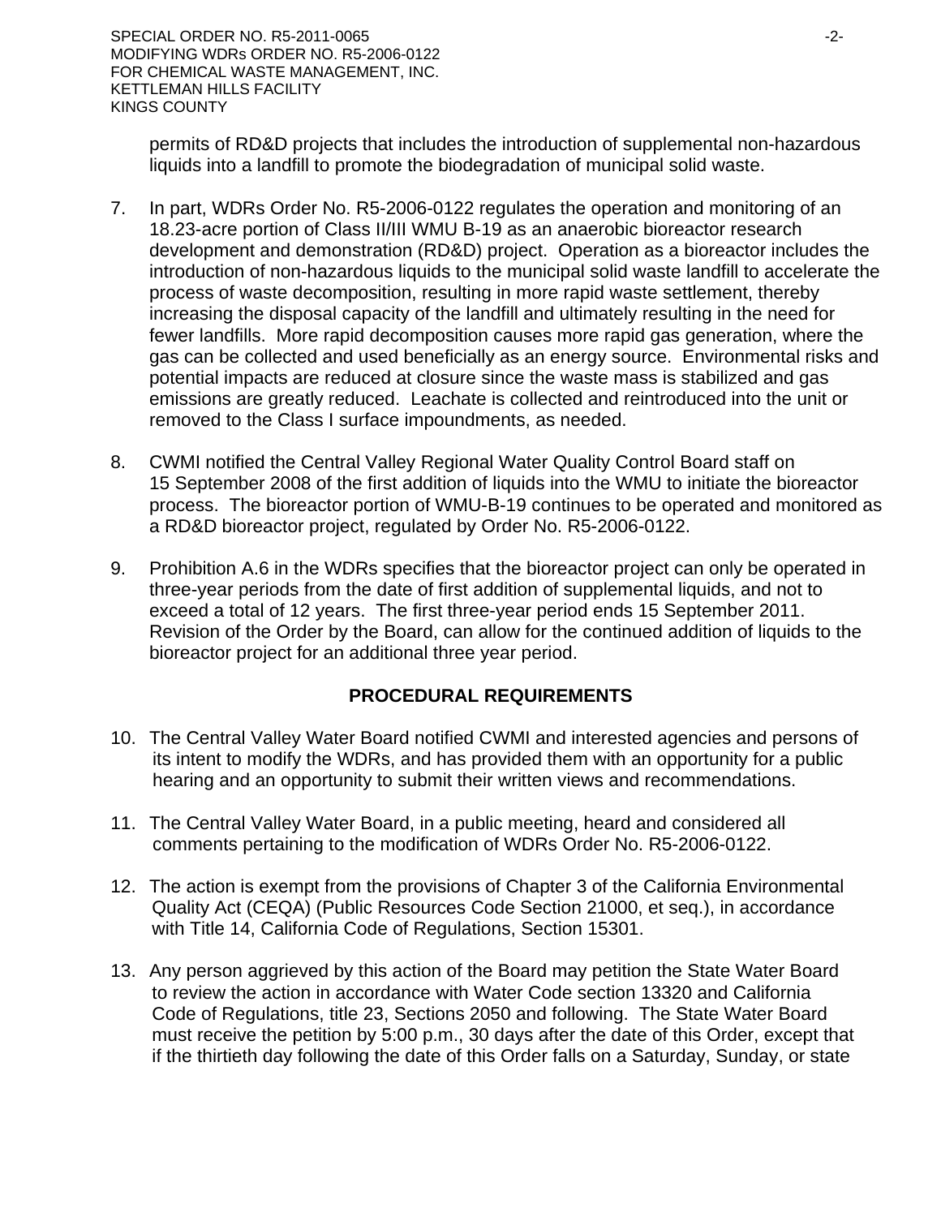permits of RD&D projects that includes the introduction of supplemental non-hazardous liquids into a landfill to promote the biodegradation of municipal solid waste.

7. In part, WDRs Order No. R5-2006-0122 regulates the operation and monitoring of an 18.23-acre portion of Class II/III WMU B-19 as an anaerobic bioreactor research development and demonstration (RD&D) project. Operation as a bioreactor includes the introduction of non-hazardous liquids to the municipal solid waste landfill to accelerate the process of waste decomposition, resulting in more rapid waste settlement, thereby increasing the disposal capacity of the landfill and ultimately resulting in the need for fewer landfills. More rapid decomposition causes more rapid gas generation, where the gas can be collected and used beneficially as an energy source. Environmental risks and potential impacts are reduced at closure since the waste mass is stabilized and gas emissions are greatly reduced. Leachate is collected and reintroduced into the unit or removed to the Class I surface impoundments, as needed.

8. CWMI notified the Central Valley Regional Water Quality Control Board staff on 15 September 2008 of the first addition of liquids into the WMU to initiate the bioreactor process. The bioreactor portion of WMU-B-19 continues to be operated and monitored as a RD&D bioreactor project, regulated by Order No. R5-2006-0122.

9. Prohibition A.6 in the WDRs specifies that the bioreactor project can only be operated in three-year periods from the date of first addition of supplemental liquids, and not to exceed a total of 12 years. The first three-year period ends 15 September 2011. Revision of the Order by the Board, can allow for the continued addition of liquids to the bioreactor project for an additional three year period.

## PROCEDURAL REQUIREMENTS

10. The Central Valley Water Board notified CWMI and interested agencies and persons of its intent to modify the WDRs, and has provided them with an opportunity for a public hearing and an opportunity to submit their written views and recommendations.

11. The Central Valley Water Board, in a public meeting, heard and considered all comments pertaining to the modification of WDRs Order No. R5-2006-0122.

12. The action is exempt from the provisions of Chapter 3 of the California Environmental Quality Act (CEQA) (Public Resources Code Section 21000, et seq.), in accordance with Title 14, California Code of Regulations, Section 15301.

13. Any person aggrieved by this action of the Board may petition the State Water Board to review the action in accordance with Water Code section 13320 and California Code of Regulations, title 23, Sections 2050 and following. The State Water Board must receive the petition by 5:00 p.m., 30 days after the date of this Order, except that if the thirtieth day following the date of this Order falls on a Saturday, Sunday, or state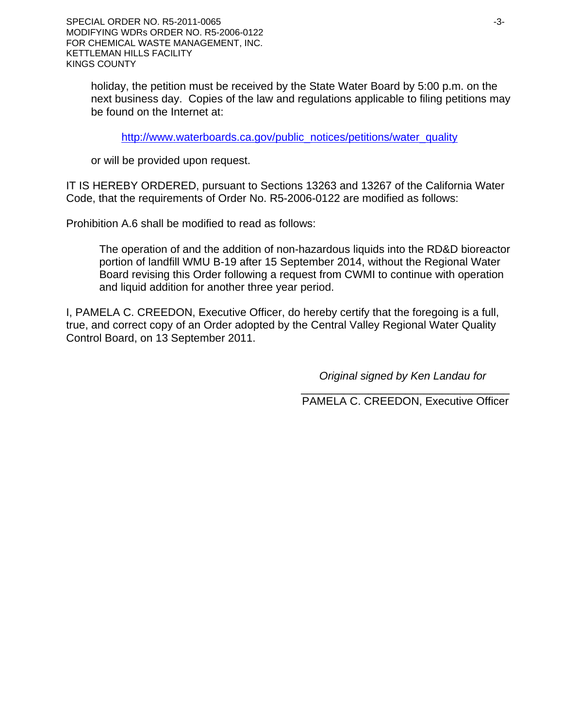holiday, the petition must be received by the State Water Board by 5:00 p.m. on the next business day. Copies of the law and regulations applicable to filing petitions may be found on the Internet at:

http://www.waterboards.ca.gov/public_notices/petitions/water_quality

or will be provided upon request.

IT IS HEREBY ORDERED, pursuant to Sections 13263 and 13267 of the California Water Code, that the requirements of Order No. R5-2006-0122 are modified as follows:

Prohibition A.6 shall be modified to read as follows:

> The operation of and the addition of non-hazardous liquids into the RD&D bioreactor portion of landfill WMU B-19 after 15 September 2014, without the Regional Water Board revising this Order following a request from CWMI to continue with operation and liquid addition for another three year period.

I, PAMELA C. CREEDON, Executive Officer, do hereby certify that the foregoing is a full, true, and correct copy of an Order adopted by the Central Valley Regional Water Quality Control Board, on 13 September 2011.

*Original signed by Ken Landau for*

\_\_\_\_\_\_\_\_\_\_\_\_\_\_\_\_\_\_\_\_\_\_\_\_\_\_\_\_\_\_\_\_\_\_

PAMELA C. CREEDON, Executive Officer